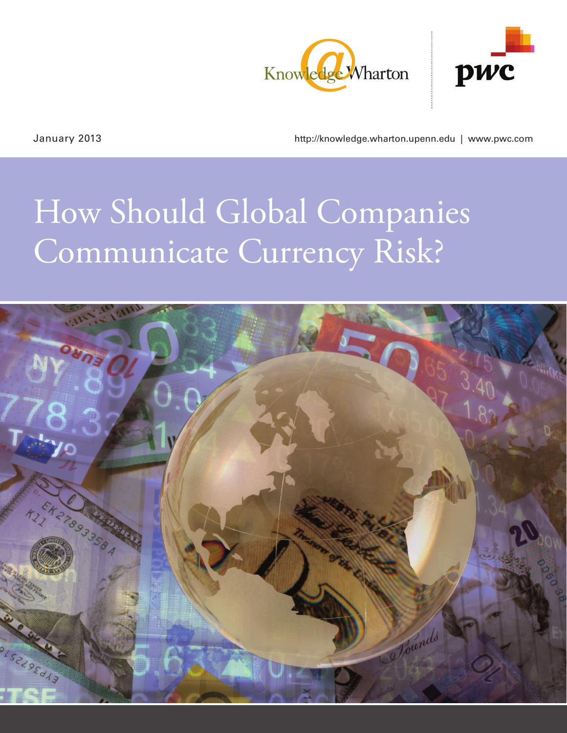Knowledge@Wharton | pwc

January 2013

http://knowledge.wharton.upenn.edu | www.pwc.com

# How Should Global Companies Communicate Currency Risk?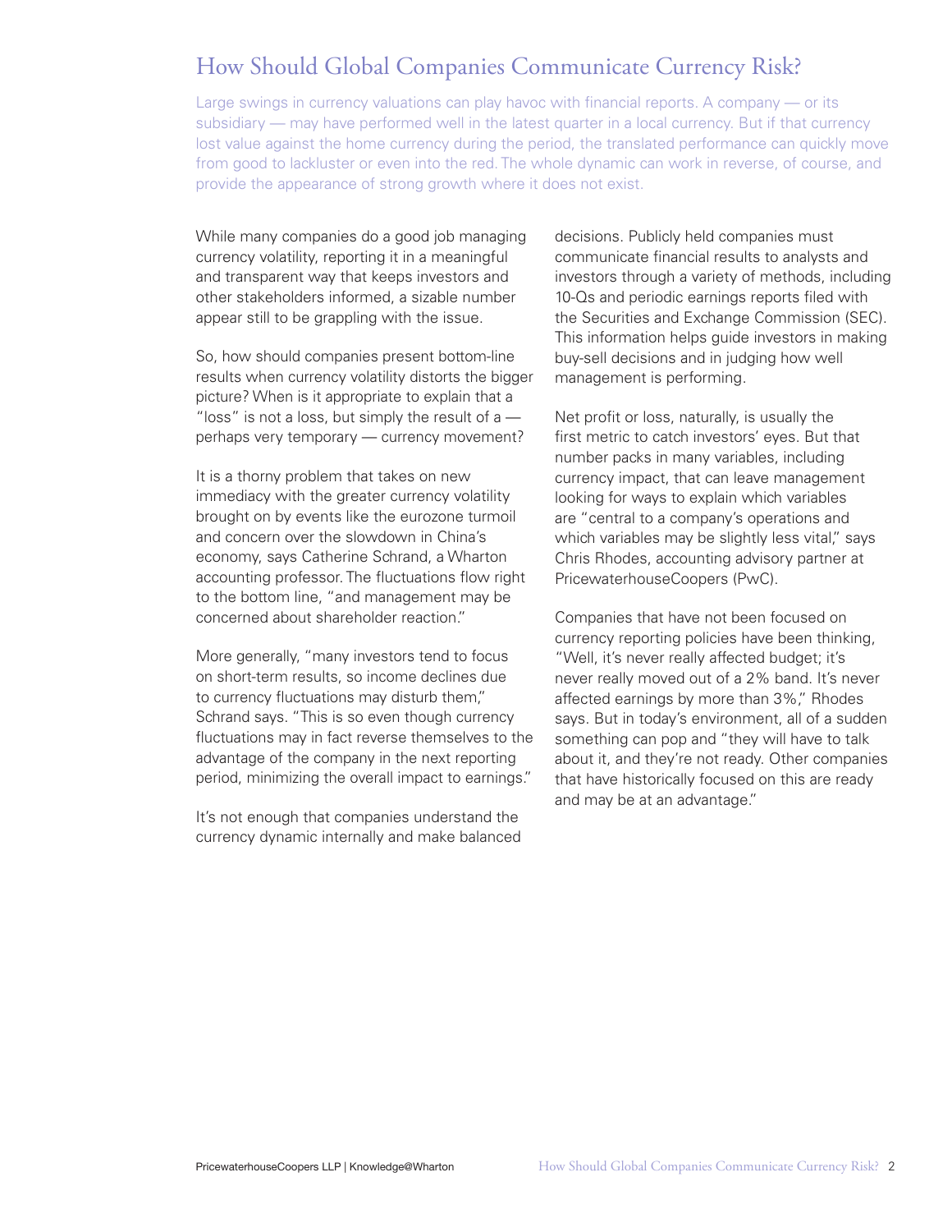# How Should Global Companies Communicate Currency Risk?

Large swings in currency valuations can play havoc with financial reports. A company — or its subsidiary — may have performed well in the latest quarter in a local currency. But if that currency lost value against the home currency during the period, the translated performance can quickly move from good to lackluster or even into the red. The whole dynamic can work in reverse, of course, and provide the appearance of strong growth where it does not exist.

While many companies do a good job managing currency volatility, reporting it in a meaningful and transparent way that keeps investors and other stakeholders informed, a sizable number appear still to be grappling with the issue.

So, how should companies present bottom-line results when currency volatility distorts the bigger picture? When is it appropriate to explain that a "loss" is not a loss, but simply the result of a — perhaps very temporary — currency movement?

It is a thorny problem that takes on new immediacy with the greater currency volatility brought on by events like the eurozone turmoil and concern over the slowdown in China's economy, says Catherine Schrand, a Wharton accounting professor. The fluctuations flow right to the bottom line, "and management may be concerned about shareholder reaction."

More generally, "many investors tend to focus on short-term results, so income declines due to currency fluctuations may disturb them," Schrand says. "This is so even though currency fluctuations may in fact reverse themselves to the advantage of the company in the next reporting period, minimizing the overall impact to earnings."

It's not enough that companies understand the currency dynamic internally and make balanced decisions. Publicly held companies must communicate financial results to analysts and investors through a variety of methods, including 10-Qs and periodic earnings reports filed with the Securities and Exchange Commission (SEC). This information helps guide investors in making buy-sell decisions and in judging how well management is performing.

Net profit or loss, naturally, is usually the first metric to catch investors' eyes. But that number packs in many variables, including currency impact, that can leave management looking for ways to explain which variables are "central to a company's operations and which variables may be slightly less vital," says Chris Rhodes, accounting advisory partner at PricewaterhouseCoopers (PwC).

Companies that have not been focused on currency reporting policies have been thinking, "Well, it's never really affected budget; it's never really moved out of a 2% band. It's never affected earnings by more than 3%," Rhodes says. But in today's environment, all of a sudden something can pop and "they will have to talk about it, and they're not ready. Other companies that have historically focused on this are ready and may be at an advantage."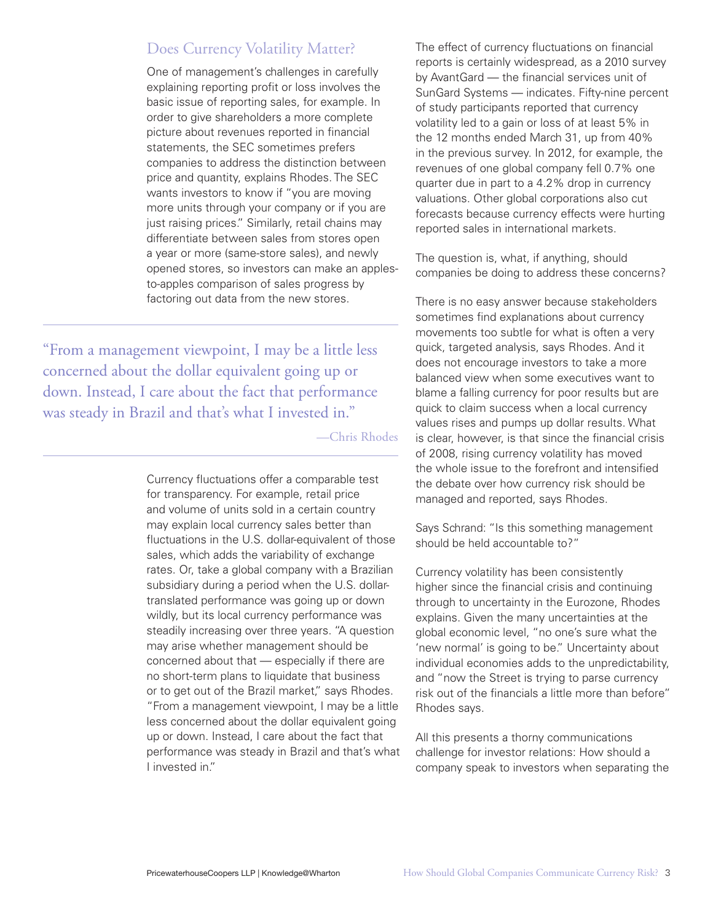## Does Currency Volatility Matter?

One of management's challenges in carefully explaining reporting profit or loss involves the basic issue of reporting sales, for example. In order to give shareholders a more complete picture about revenues reported in financial statements, the SEC sometimes prefers companies to address the distinction between price and quantity, explains Rhodes. The SEC wants investors to know if "you are moving more units through your company or if you are just raising prices." Similarly, retail chains may differentiate between sales from stores open a year or more (same-store sales), and newly opened stores, so investors can make an apples-to-apples comparison of sales progress by factoring out data from the new stores.

> "From a management viewpoint, I may be a little less concerned about the dollar equivalent going up or down. Instead, I care about the fact that performance was steady in Brazil and that's what I invested in."
>
> —Chris Rhodes

Currency fluctuations offer a comparable test for transparency. For example, retail price and volume of units sold in a certain country may explain local currency sales better than fluctuations in the U.S. dollar-equivalent of those sales, which adds the variability of exchange rates. Or, take a global company with a Brazilian subsidiary during a period when the U.S. dollar-translated performance was going up or down wildly, but its local currency performance was steadily increasing over three years. "A question may arise whether management should be concerned about that — especially if there are no short-term plans to liquidate that business or to get out of the Brazil market," says Rhodes. "From a management viewpoint, I may be a little less concerned about the dollar equivalent going up or down. Instead, I care about the fact that performance was steady in Brazil and that's what I invested in."

The effect of currency fluctuations on financial reports is certainly widespread, as a 2010 survey by AvantGard — the financial services unit of SunGard Systems — indicates. Fifty-nine percent of study participants reported that currency volatility led to a gain or loss of at least 5% in the 12 months ended March 31, up from 40% in the previous survey. In 2012, for example, the revenues of one global company fell 0.7% one quarter due in part to a 4.2% drop in currency valuations. Other global corporations also cut forecasts because currency effects were hurting reported sales in international markets.

The question is, what, if anything, should companies be doing to address these concerns?

There is no easy answer because stakeholders sometimes find explanations about currency movements too subtle for what is often a very quick, targeted analysis, says Rhodes. And it does not encourage investors to take a more balanced view when some executives want to blame a falling currency for poor results but are quick to claim success when a local currency values rises and pumps up dollar results. What is clear, however, is that since the financial crisis of 2008, rising currency volatility has moved the whole issue to the forefront and intensified the debate over how currency risk should be managed and reported, says Rhodes.

Says Schrand: "Is this something management should be held accountable to?"

Currency volatility has been consistently higher since the financial crisis and continuing through to uncertainty in the Eurozone, Rhodes explains. Given the many uncertainties at the global economic level, "no one's sure what the 'new normal' is going to be." Uncertainty about individual economies adds to the unpredictability, and "now the Street is trying to parse currency risk out of the financials a little more than before" Rhodes says.

All this presents a thorny communications challenge for investor relations: How should a company speak to investors when separating the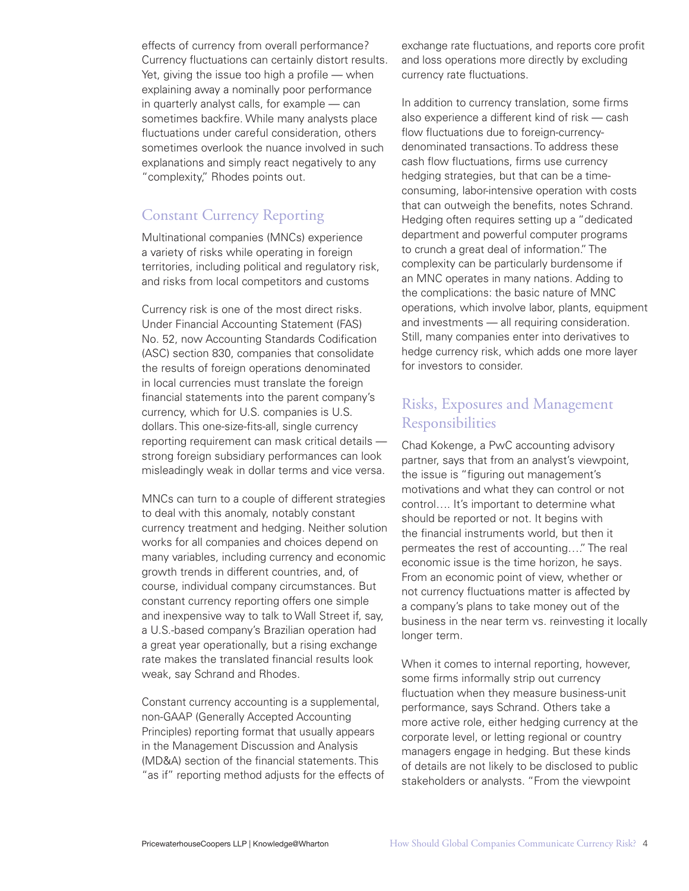effects of currency from overall performance? Currency fluctuations can certainly distort results. Yet, giving the issue too high a profile — when explaining away a nominally poor performance in quarterly analyst calls, for example — can sometimes backfire. While many analysts place fluctuations under careful consideration, others sometimes overlook the nuance involved in such explanations and simply react negatively to any "complexity," Rhodes points out.

## Constant Currency Reporting

Multinational companies (MNCs) experience a variety of risks while operating in foreign territories, including political and regulatory risk, and risks from local competitors and customs

Currency risk is one of the most direct risks. Under Financial Accounting Statement (FAS) No. 52, now Accounting Standards Codification (ASC) section 830, companies that consolidate the results of foreign operations denominated in local currencies must translate the foreign financial statements into the parent company's currency, which for U.S. companies is U.S. dollars. This one-size-fits-all, single currency reporting requirement can mask critical details — strong foreign subsidiary performances can look misleadingly weak in dollar terms and vice versa.

MNCs can turn to a couple of different strategies to deal with this anomaly, notably constant currency treatment and hedging. Neither solution works for all companies and choices depend on many variables, including currency and economic growth trends in different countries, and, of course, individual company circumstances. But constant currency reporting offers one simple and inexpensive way to talk to Wall Street if, say, a U.S.-based company's Brazilian operation had a great year operationally, but a rising exchange rate makes the translated financial results look weak, say Schrand and Rhodes.

Constant currency accounting is a supplemental, non-GAAP (Generally Accepted Accounting Principles) reporting format that usually appears in the Management Discussion and Analysis (MD&A) section of the financial statements. This "as if" reporting method adjusts for the effects of exchange rate fluctuations, and reports core profit and loss operations more directly by excluding currency rate fluctuations.

In addition to currency translation, some firms also experience a different kind of risk — cash flow fluctuations due to foreign-currency-denominated transactions. To address these cash flow fluctuations, firms use currency hedging strategies, but that can be a time-consuming, labor-intensive operation with costs that can outweigh the benefits, notes Schrand. Hedging often requires setting up a "dedicated department and powerful computer programs to crunch a great deal of information." The complexity can be particularly burdensome if an MNC operates in many nations. Adding to the complications: the basic nature of MNC operations, which involve labor, plants, equipment and investments — all requiring consideration. Still, many companies enter into derivatives to hedge currency risk, which adds one more layer for investors to consider.

## Risks, Exposures and Management Responsibilities

Chad Kokenge, a PwC accounting advisory partner, says that from an analyst's viewpoint, the issue is "figuring out management's motivations and what they can control or not control…. It's important to determine what should be reported or not. It begins with the financial instruments world, but then it permeates the rest of accounting…." The real economic issue is the time horizon, he says. From an economic point of view, whether or not currency fluctuations matter is affected by a company's plans to take money out of the business in the near term vs. reinvesting it locally longer term.

When it comes to internal reporting, however, some firms informally strip out currency fluctuation when they measure business-unit performance, says Schrand. Others take a more active role, either hedging currency at the corporate level, or letting regional or country managers engage in hedging. But these kinds of details are not likely to be disclosed to public stakeholders or analysts. "From the viewpoint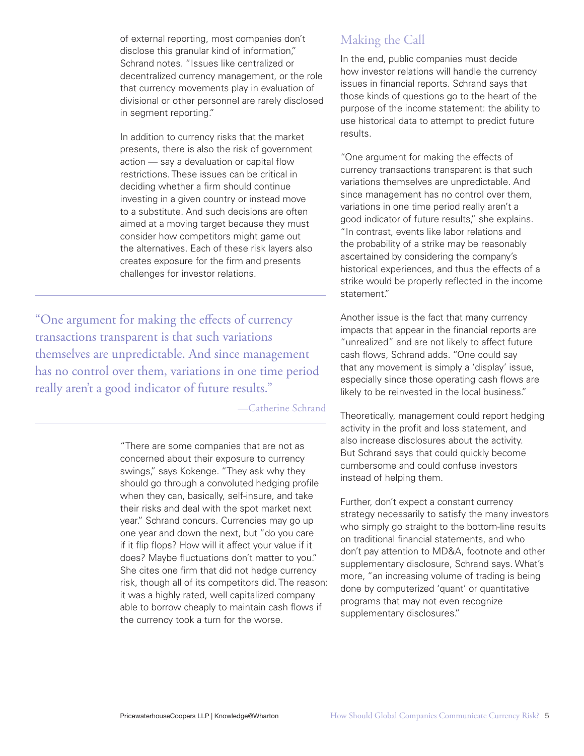of external reporting, most companies don't disclose this granular kind of information," Schrand notes. "Issues like centralized or decentralized currency management, or the role that currency movements play in evaluation of divisional or other personnel are rarely disclosed in segment reporting."

In addition to currency risks that the market presents, there is also the risk of government action — say a devaluation or capital flow restrictions. These issues can be critical in deciding whether a firm should continue investing in a given country or instead move to a substitute. And such decisions are often aimed at a moving target because they must consider how competitors might game out the alternatives. Each of these risk layers also creates exposure for the firm and presents challenges for investor relations.

> "One argument for making the effects of currency transactions transparent is that such variations themselves are unpredictable. And since management has no control over them, variations in one time period really aren't a good indicator of future results."
>
> —Catherine Schrand

"There are some companies that are not as concerned about their exposure to currency swings," says Kokenge. "They ask why they should go through a convoluted hedging profile when they can, basically, self-insure, and take their risks and deal with the spot market next year." Schrand concurs. Currencies may go up one year and down the next, but "do you care if it flip flops? How will it affect your value if it does? Maybe fluctuations don't matter to you." She cites one firm that did not hedge currency risk, though all of its competitors did. The reason: it was a highly rated, well capitalized company able to borrow cheaply to maintain cash flows if the currency took a turn for the worse.

## Making the Call

In the end, public companies must decide how investor relations will handle the currency issues in financial reports. Schrand says that those kinds of questions go to the heart of the purpose of the income statement: the ability to use historical data to attempt to predict future results.

"One argument for making the effects of currency transactions transparent is that such variations themselves are unpredictable. And since management has no control over them, variations in one time period really aren't a good indicator of future results," she explains. "In contrast, events like labor relations and the probability of a strike may be reasonably ascertained by considering the company's historical experiences, and thus the effects of a strike would be properly reflected in the income statement."

Another issue is the fact that many currency impacts that appear in the financial reports are "unrealized" and are not likely to affect future cash flows, Schrand adds. "One could say that any movement is simply a 'display' issue, especially since those operating cash flows are likely to be reinvested in the local business."

Theoretically, management could report hedging activity in the profit and loss statement, and also increase disclosures about the activity. But Schrand says that could quickly become cumbersome and could confuse investors instead of helping them.

Further, don't expect a constant currency strategy necessarily to satisfy the many investors who simply go straight to the bottom-line results on traditional financial statements, and who don't pay attention to MD&A, footnote and other supplementary disclosure, Schrand says. What's more, "an increasing volume of trading is being done by computerized 'quant' or quantitative programs that may not even recognize supplementary disclosures."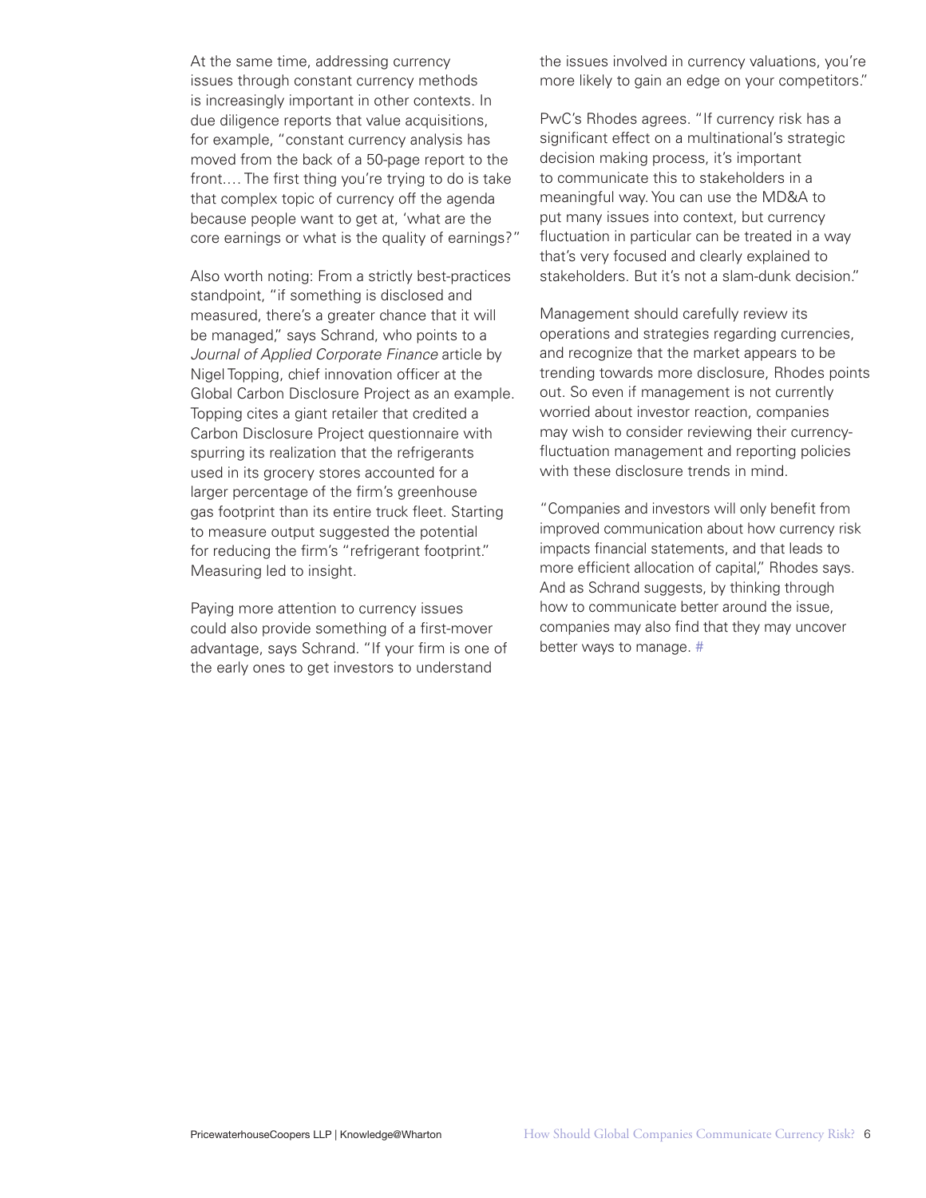At the same time, addressing currency issues through constant currency methods is increasingly important in other contexts. In due diligence reports that value acquisitions, for example, "constant currency analysis has moved from the back of a 50-page report to the front.… The first thing you're trying to do is take that complex topic of currency off the agenda because people want to get at, 'what are the core earnings or what is the quality of earnings?"

Also worth noting: From a strictly best-practices standpoint, "if something is disclosed and measured, there's a greater chance that it will be managed," says Schrand, who points to a *Journal of Applied Corporate Finance* article by Nigel Topping, chief innovation officer at the Global Carbon Disclosure Project as an example. Topping cites a giant retailer that credited a Carbon Disclosure Project questionnaire with spurring its realization that the refrigerants used in its grocery stores accounted for a larger percentage of the firm's greenhouse gas footprint than its entire truck fleet. Starting to measure output suggested the potential for reducing the firm's "refrigerant footprint." Measuring led to insight.

Paying more attention to currency issues could also provide something of a first-mover advantage, says Schrand. "If your firm is one of the early ones to get investors to understand the issues involved in currency valuations, you're more likely to gain an edge on your competitors."

PwC's Rhodes agrees. "If currency risk has a significant effect on a multinational's strategic decision making process, it's important to communicate this to stakeholders in a meaningful way. You can use the MD&A to put many issues into context, but currency fluctuation in particular can be treated in a way that's very focused and clearly explained to stakeholders. But it's not a slam-dunk decision."

Management should carefully review its operations and strategies regarding currencies, and recognize that the market appears to be trending towards more disclosure, Rhodes points out. So even if management is not currently worried about investor reaction, companies may wish to consider reviewing their currency-fluctuation management and reporting policies with these disclosure trends in mind.

"Companies and investors will only benefit from improved communication about how currency risk impacts financial statements, and that leads to more efficient allocation of capital," Rhodes says. And as Schrand suggests, by thinking through how to communicate better around the issue, companies may also find that they may uncover better ways to manage. #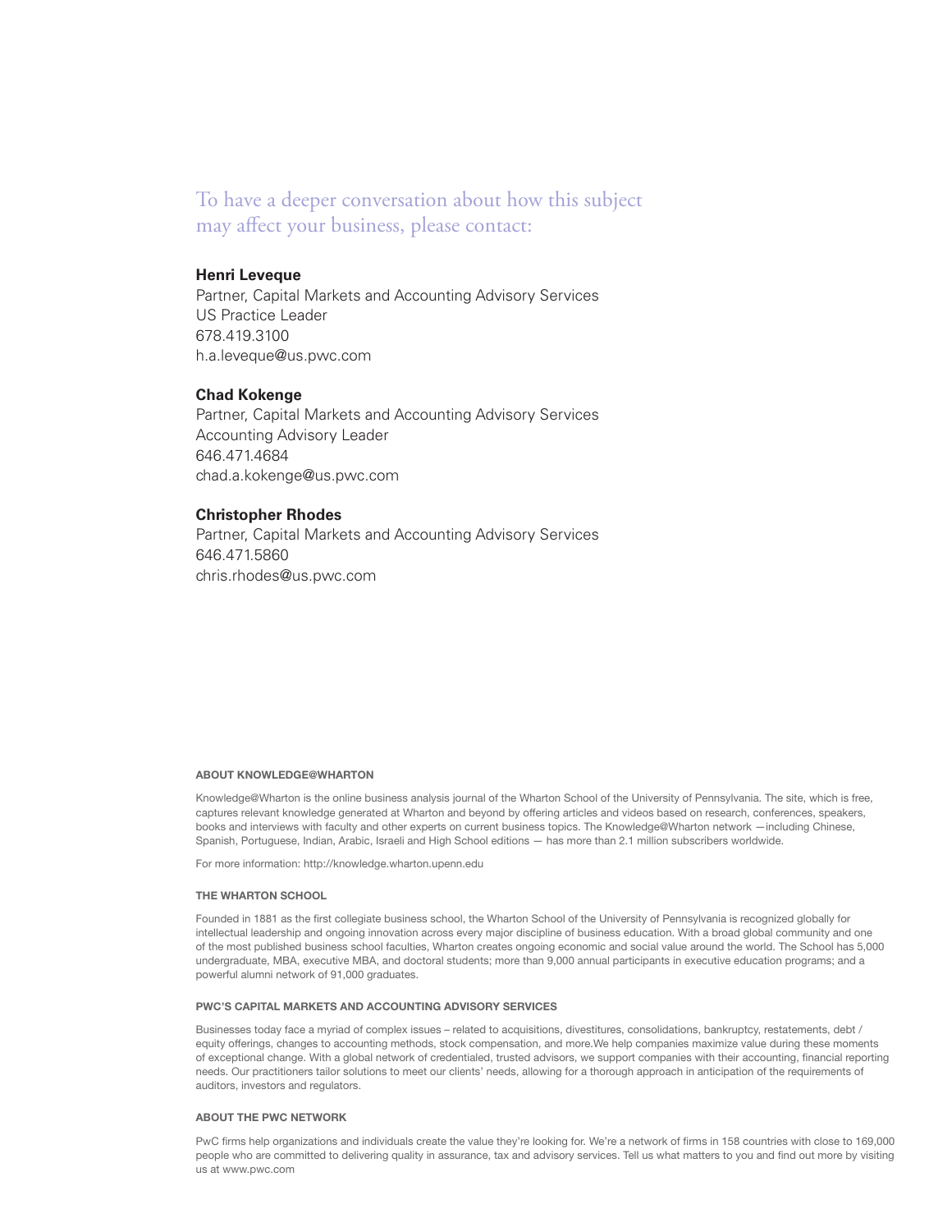## To have a deeper conversation about how this subject may affect your business, please contact:

**Henri Leveque**
Partner, Capital Markets and Accounting Advisory Services
US Practice Leader
678.419.3100
h.a.leveque@us.pwc.com

**Chad Kokenge**
Partner, Capital Markets and Accounting Advisory Services
Accounting Advisory Leader
646.471.4684
chad.a.kokenge@us.pwc.com

**Christopher Rhodes**
Partner, Capital Markets and Accounting Advisory Services
646.471.5860
chris.rhodes@us.pwc.com

#### ABOUT KNOWLEDGE@WHARTON

Knowledge@Wharton is the online business analysis journal of the Wharton School of the University of Pennsylvania. The site, which is free, captures relevant knowledge generated at Wharton and beyond by offering articles and videos based on research, conferences, speakers, books and interviews with faculty and other experts on current business topics. The Knowledge@Wharton network —including Chinese, Spanish, Portuguese, Indian, Arabic, Israeli and High School editions — has more than 2.1 million subscribers worldwide.

For more information: http://knowledge.wharton.upenn.edu

#### THE WHARTON SCHOOL

Founded in 1881 as the first collegiate business school, the Wharton School of the University of Pennsylvania is recognized globally for intellectual leadership and ongoing innovation across every major discipline of business education. With a broad global community and one of the most published business school faculties, Wharton creates ongoing economic and social value around the world. The School has 5,000 undergraduate, MBA, executive MBA, and doctoral students; more than 9,000 annual participants in executive education programs; and a powerful alumni network of 91,000 graduates.

#### PWC'S CAPITAL MARKETS AND ACCOUNTING ADVISORY SERVICES

Businesses today face a myriad of complex issues – related to acquisitions, divestitures, consolidations, bankruptcy, restatements, debt / equity offerings, changes to accounting methods, stock compensation, and more.We help companies maximize value during these moments of exceptional change. With a global network of credentialed, trusted advisors, we support companies with their accounting, financial reporting needs. Our practitioners tailor solutions to meet our clients' needs, allowing for a thorough approach in anticipation of the requirements of auditors, investors and regulators.

#### ABOUT THE PWC NETWORK

PwC firms help organizations and individuals create the value they're looking for. We're a network of firms in 158 countries with close to 169,000 people who are committed to delivering quality in assurance, tax and advisory services. Tell us what matters to you and find out more by visiting us at www.pwc.com